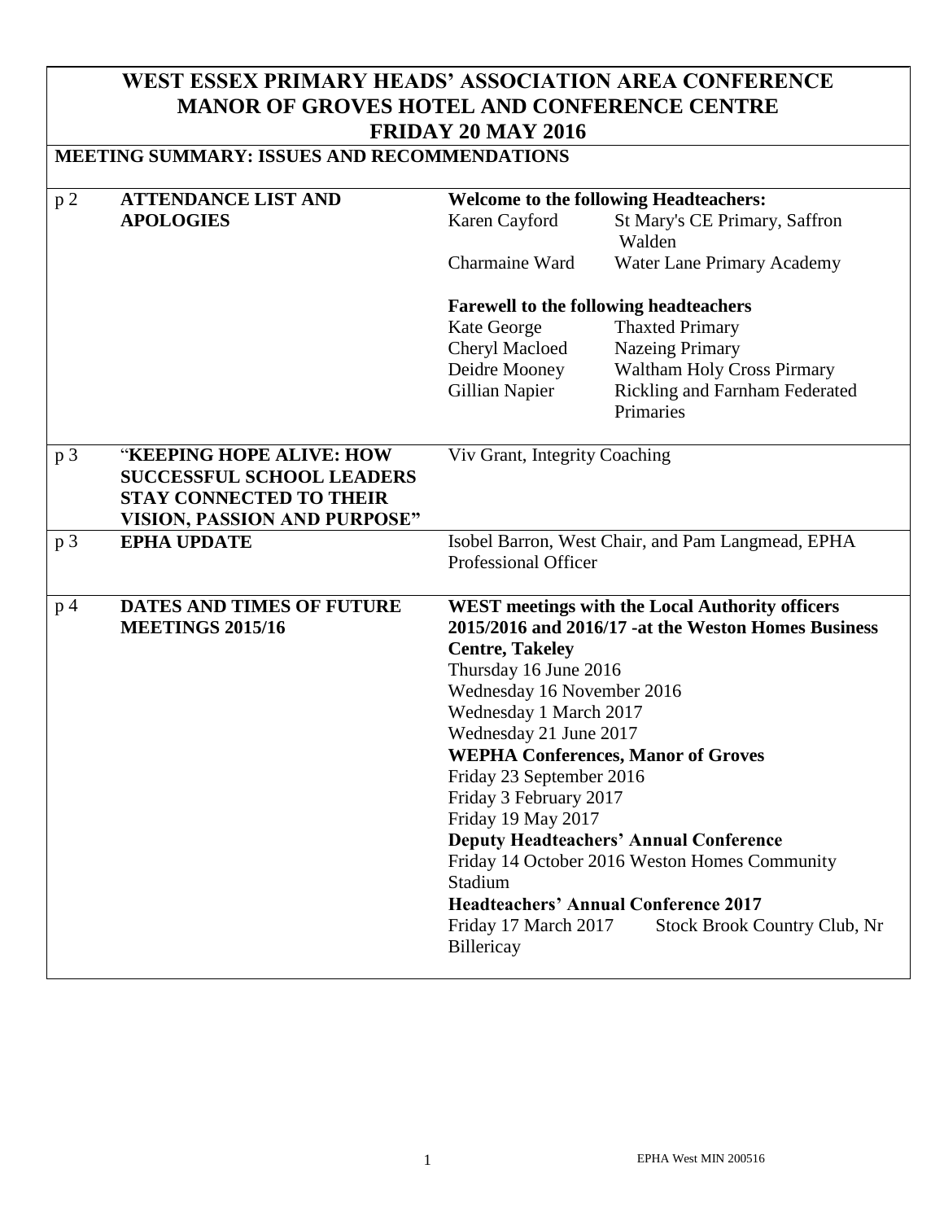# WEST ESSEX PRIMARY HEADS' ASSOCIATION AREA CONFERENCE
# MANOR OF GROVES HOTEL AND CONFERENCE CENTRE
# FRIDAY 20 MAY 2016

## MEETING SUMMARY: ISSUES AND RECOMMENDATIONS

| | | |
|---|---|---|
| p 2 | **ATTENDANCE LIST AND APOLOGIES** | **Welcome to the following Headteachers:**<br>Karen Cayford — St Mary's CE Primary, Saffron Walden<br>Charmaine Ward — Water Lane Primary Academy<br><br>**Farewell to the following headteachers**<br>Kate George — Thaxted Primary<br>Cheryl Macloed — Nazeing Primary<br>Deidre Mooney — Waltham Holy Cross Pirmary<br>Gillian Napier — Rickling and Farnham Federated Primaries |
| p 3 | **"KEEPING HOPE ALIVE: HOW SUCCESSFUL SCHOOL LEADERS STAY CONNECTED TO THEIR VISION, PASSION AND PURPOSE"** | Viv Grant, Integrity Coaching |
| p 3 | **EPHA UPDATE** | Isobel Barron, West Chair, and Pam Langmead, EPHA Professional Officer |
| p 4 | **DATES AND TIMES OF FUTURE MEETINGS 2015/16** | **WEST meetings with the Local Authority officers 2015/2016 and 2016/17 -at the Weston Homes Business Centre, Takeley**<br>Thursday 16 June 2016<br>Wednesday 16 November 2016<br>Wednesday 1 March 2017<br>Wednesday 21 June 2017<br>**WEPHA Conferences, Manor of Groves**<br>Friday 23 September 2016<br>Friday 3 February 2017<br>Friday 19 May 2017<br>**Deputy Headteachers' Annual Conference**<br>Friday 14 October 2016 Weston Homes Community Stadium<br>**Headteachers' Annual Conference 2017**<br>Friday 17 March 2017 Stock Brook Country Club, Nr Billericay |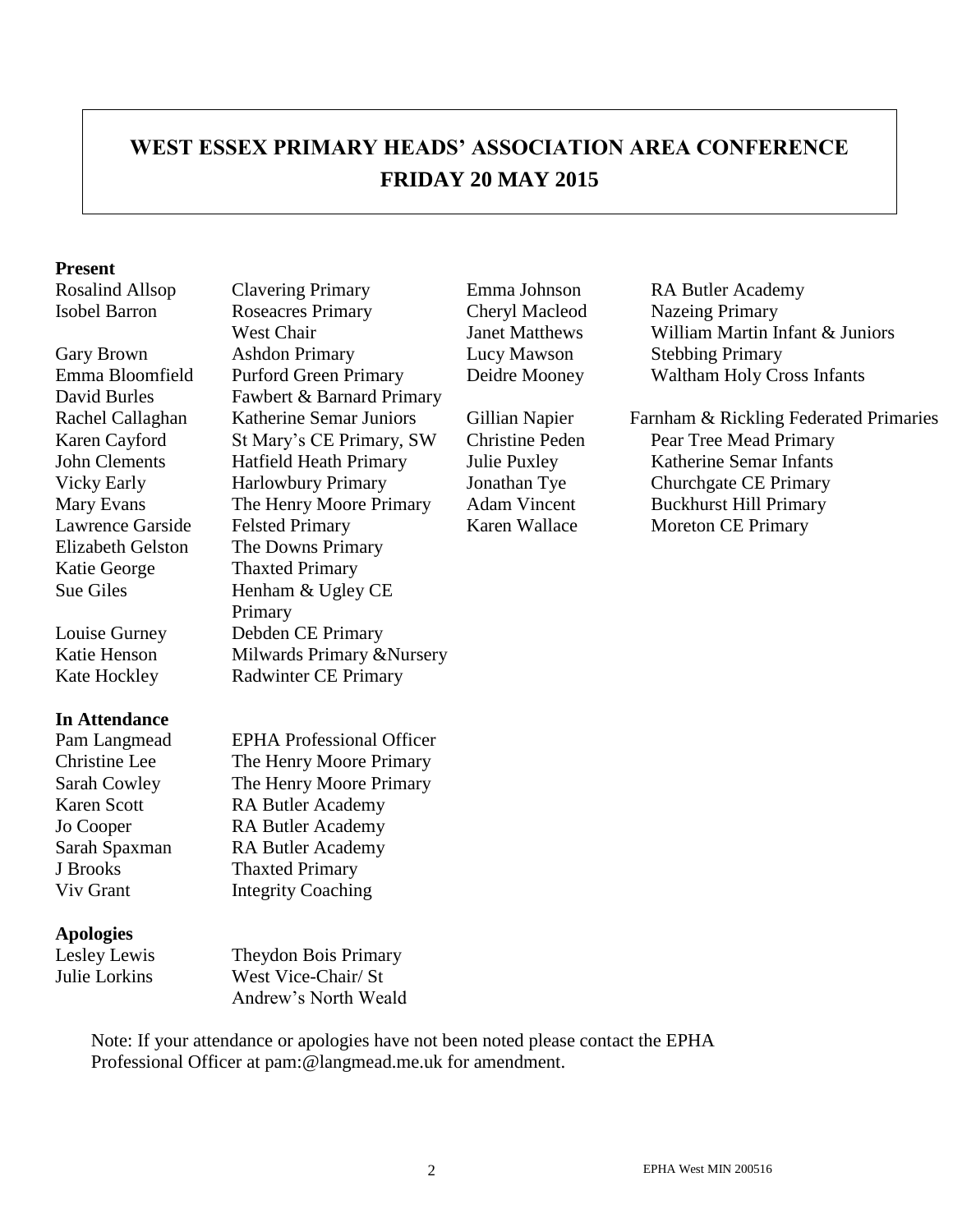# WEST ESSEX PRIMARY HEADS' ASSOCIATION AREA CONFERENCE
# FRIDAY 20 MAY 2015

**Present**

| | |
|---|---|
| Rosalind Allsop | Clavering Primary |
| Isobel Barron | Roseacres Primary West Chair |
| Gary Brown | Ashdon Primary |
| Emma Bloomfield | Purford Green Primary |
| David Burles | Fawbert & Barnard Primary |
| Rachel Callaghan | Katherine Semar Juniors |
| Karen Cayford | St Mary's CE Primary, SW |
| John Clements | Hatfield Heath Primary |
| Vicky Early | Harlowbury Primary |
| Mary Evans | The Henry Moore Primary |
| Lawrence Garside | Felsted Primary |
| Elizabeth Gelston | The Downs Primary |
| Katie George | Thaxted Primary |
| Sue Giles | Henham & Ugley CE Primary |
| Louise Gurney | Debden CE Primary |
| Katie Henson | Milwards Primary &Nursery |
| Kate Hockley | Radwinter CE Primary |
| Emma Johnson | RA Butler Academy |
| Cheryl Macleod | Nazeing Primary |
| Janet Matthews | William Martin Infant & Juniors |
| Lucy Mawson | Stebbing Primary |
| Deidre Mooney | Waltham Holy Cross Infants |
| Gillian Napier | Farnham & Rickling Federated Primaries |
| Christine Peden | Pear Tree Mead Primary |
| Julie Puxley | Katherine Semar Infants |
| Jonathan Tye | Churchgate CE Primary |
| Adam Vincent | Buckhurst Hill Primary |
| Karen Wallace | Moreton CE Primary |

**In Attendance**

| | |
|---|---|
| Pam Langmead | EPHA Professional Officer |
| Christine Lee | The Henry Moore Primary |
| Sarah Cowley | The Henry Moore Primary |
| Karen Scott | RA Butler Academy |
| Jo Cooper | RA Butler Academy |
| Sarah Spaxman | RA Butler Academy |
| J Brooks | Thaxted Primary |
| Viv Grant | Integrity Coaching |

**Apologies**

| | |
|---|---|
| Lesley Lewis | Theydon Bois Primary |
| Julie Lorkins | West Vice-Chair/ St Andrew's North Weald |

Note: If your attendance or apologies have not been noted please contact the EPHA Professional Officer at pam:@langmead.me.uk for amendment.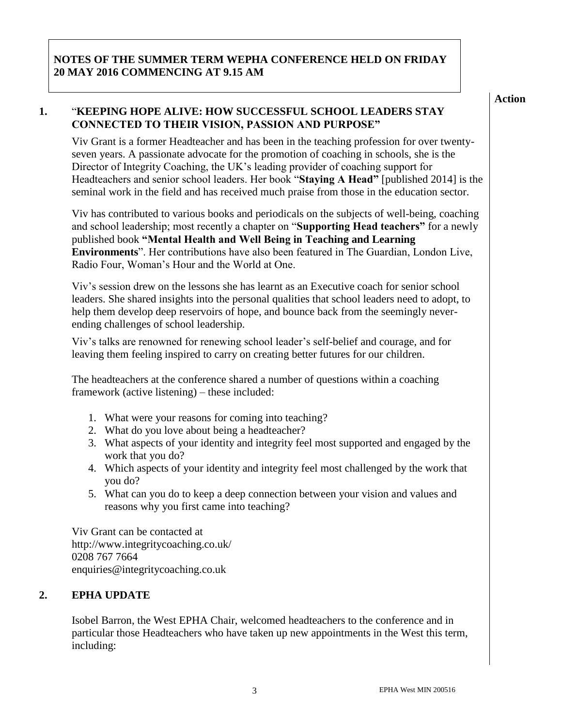**NOTES OF THE SUMMER TERM WEPHA CONFERENCE HELD ON FRIDAY 20 MAY 2016 COMMENCING AT 9.15 AM**

**Action**

## 1. "KEEPING HOPE ALIVE: HOW SUCCESSFUL SCHOOL LEADERS STAY CONNECTED TO THEIR VISION, PASSION AND PURPOSE"

Viv Grant is a former Headteacher and has been in the teaching profession for over twenty-seven years. A passionate advocate for the promotion of coaching in schools, she is the Director of Integrity Coaching, the UK's leading provider of coaching support for Headteachers and senior school leaders. Her book "**Staying A Head"** [published 2014] is the seminal work in the field and has received much praise from those in the education sector.

Viv has contributed to various books and periodicals on the subjects of well-being, coaching and school leadership; most recently a chapter on "**Supporting Head teachers"** for a newly published book **"Mental Health and Well Being in Teaching and Learning Environments**". Her contributions have also been featured in The Guardian, London Live, Radio Four, Woman's Hour and the World at One.

Viv's session drew on the lessons she has learnt as an Executive coach for senior school leaders. She shared insights into the personal qualities that school leaders need to adopt, to help them develop deep reservoirs of hope, and bounce back from the seemingly never-ending challenges of school leadership.

Viv's talks are renowned for renewing school leader's self-belief and courage, and for leaving them feeling inspired to carry on creating better futures for our children.

The headteachers at the conference shared a number of questions within a coaching framework (active listening) – these included:

1. What were your reasons for coming into teaching?
2. What do you love about being a headteacher?
3. What aspects of your identity and integrity feel most supported and engaged by the work that you do?
4. Which aspects of your identity and integrity feel most challenged by the work that you do?
5. What can you do to keep a deep connection between your vision and values and reasons why you first came into teaching?

Viv Grant can be contacted at
http://www.integritycoaching.co.uk/
0208 767 7664
enquiries@integritycoaching.co.uk

## 2. EPHA UPDATE

Isobel Barron, the West EPHA Chair, welcomed headteachers to the conference and in particular those Headteachers who have taken up new appointments in the West this term, including: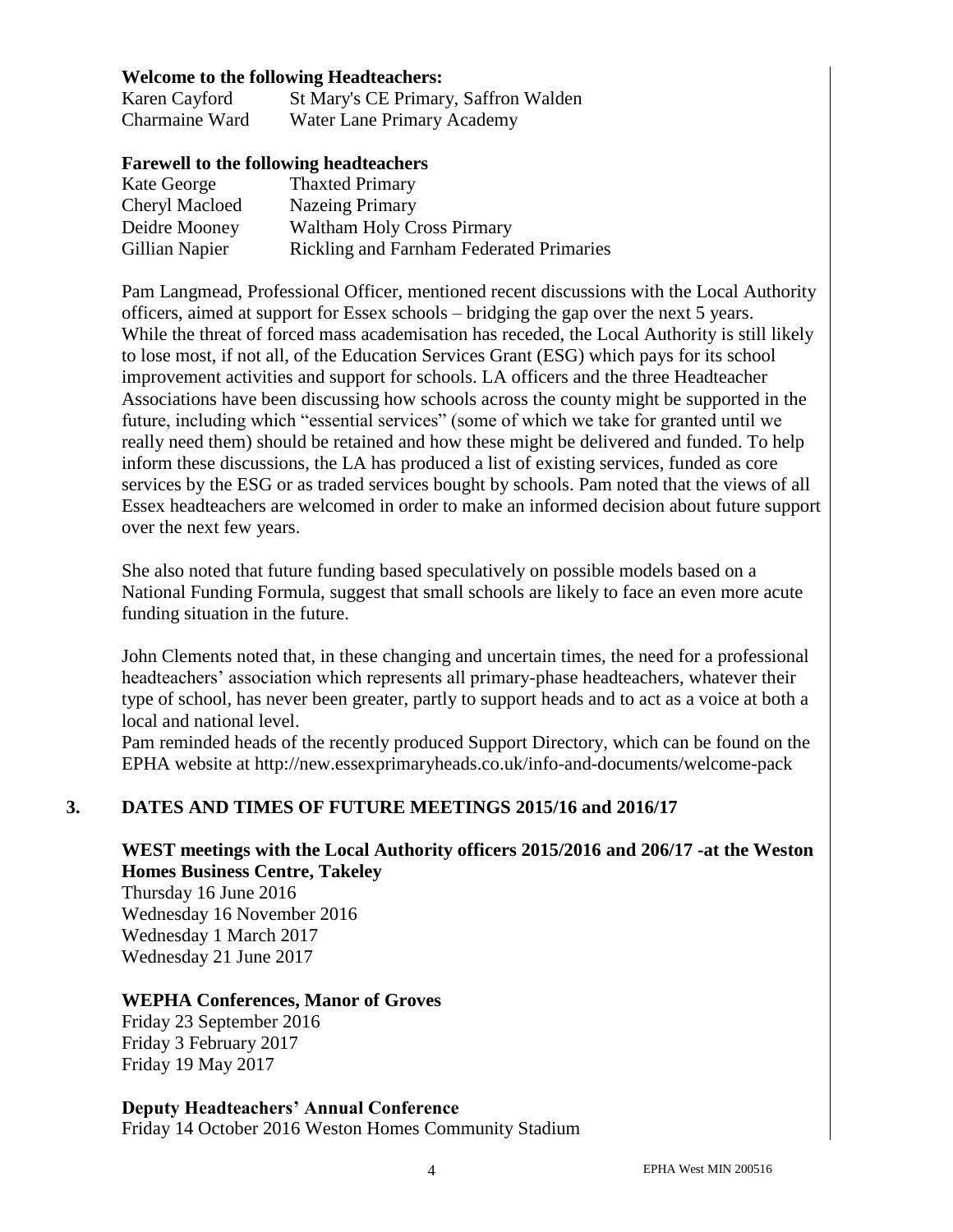**Welcome to the following Headteachers:**

| | |
|---|---|
| Karen Cayford | St Mary's CE Primary, Saffron Walden |
| Charmaine Ward | Water Lane Primary Academy |

**Farewell to the following headteachers**

| | |
|---|---|
| Kate George | Thaxted Primary |
| Cheryl Macloed | Nazeing Primary |
| Deidre Mooney | Waltham Holy Cross Pirmary |
| Gillian Napier | Rickling and Farnham Federated Primaries |

Pam Langmead, Professional Officer, mentioned recent discussions with the Local Authority officers, aimed at support for Essex schools – bridging the gap over the next 5 years. While the threat of forced mass academisation has receded, the Local Authority is still likely to lose most, if not all, of the Education Services Grant (ESG) which pays for its school improvement activities and support for schools. LA officers and the three Headteacher Associations have been discussing how schools across the county might be supported in the future, including which "essential services" (some of which we take for granted until we really need them) should be retained and how these might be delivered and funded. To help inform these discussions, the LA has produced a list of existing services, funded as core services by the ESG or as traded services bought by schools. Pam noted that the views of all Essex headteachers are welcomed in order to make an informed decision about future support over the next few years.

She also noted that future funding based speculatively on possible models based on a National Funding Formula, suggest that small schools are likely to face an even more acute funding situation in the future.

John Clements noted that, in these changing and uncertain times, the need for a professional headteachers' association which represents all primary-phase headteachers, whatever their type of school, has never been greater, partly to support heads and to act as a voice at both a local and national level.
Pam reminded heads of the recently produced Support Directory, which can be found on the EPHA website at http://new.essexprimaryheads.co.uk/info-and-documents/welcome-pack

## 3. DATES AND TIMES OF FUTURE MEETINGS 2015/16 and 2016/17

**WEST meetings with the Local Authority officers 2015/2016 and 206/17 -at the Weston Homes Business Centre, Takeley**

Thursday 16 June 2016
Wednesday 16 November 2016
Wednesday 1 March 2017
Wednesday 21 June 2017

**WEPHA Conferences, Manor of Groves**

Friday 23 September 2016
Friday 3 February 2017
Friday 19 May 2017

**Deputy Headteachers' Annual Conference**

Friday 14 October 2016 Weston Homes Community Stadium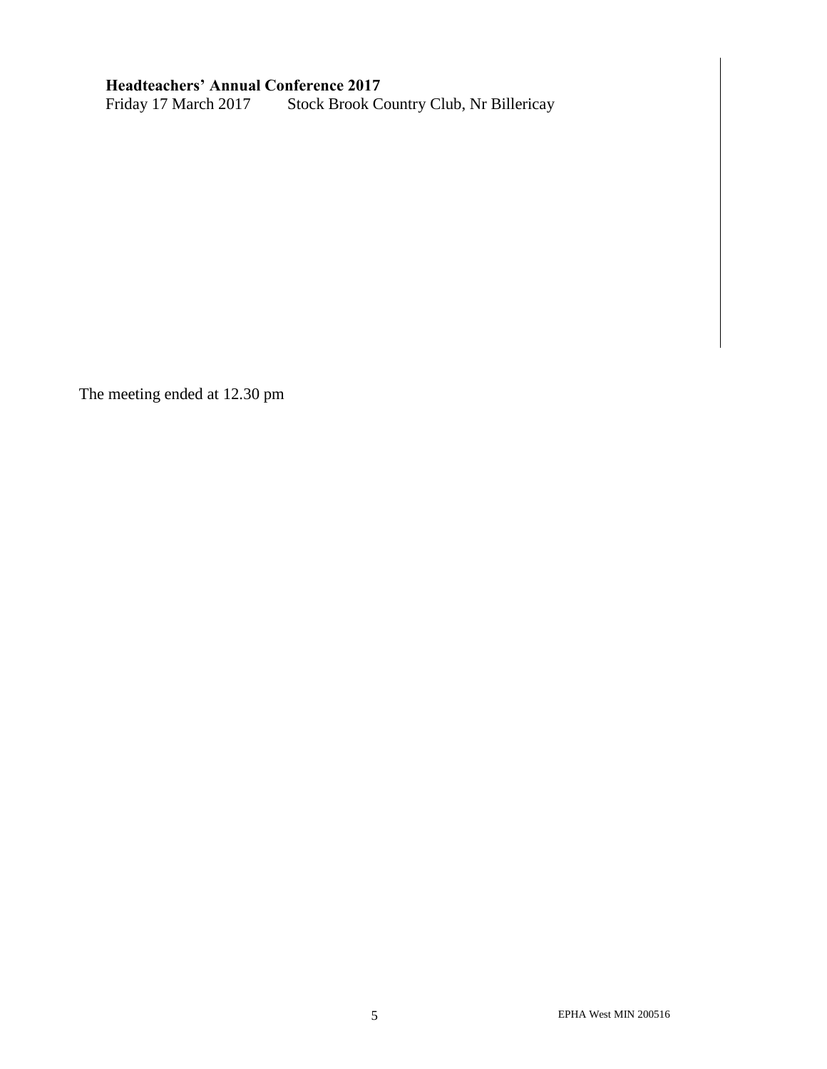**Headteachers' Annual Conference 2017**
Friday 17 March 2017 Stock Brook Country Club, Nr Billericay

The meeting ended at 12.30 pm